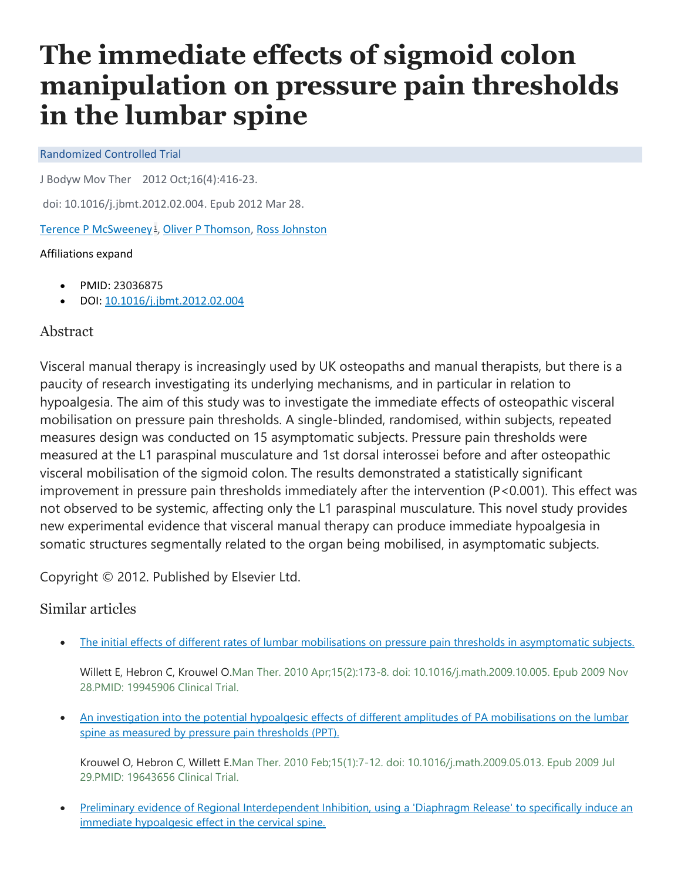# The immediate effects of sigmoid colon manipulation on pressure pain thresholds in the lumbar spine

Randomized Controlled Trial

J Bodyw Mov Ther 2012 Oct;16(4):416-23.

doi: 10.1016/j.jbmt.2012.02.004. Epub 2012 Mar 28.

Terence P McSweeney[1], Oliver P Thomson, Ross Johnston

Affiliations expand

- PMID: 23036875
- DOI: 10.1016/j.jbmt.2012.02.004

## Abstract

Visceral manual therapy is increasingly used by UK osteopaths and manual therapists, but there is a paucity of research investigating its underlying mechanisms, and in particular in relation to hypoalgesia. The aim of this study was to investigate the immediate effects of osteopathic visceral mobilisation on pressure pain thresholds. A single-blinded, randomised, within subjects, repeated measures design was conducted on 15 asymptomatic subjects. Pressure pain thresholds were measured at the L1 paraspinal musculature and 1st dorsal interossei before and after osteopathic visceral mobilisation of the sigmoid colon. The results demonstrated a statistically significant improvement in pressure pain thresholds immediately after the intervention ($P<0.001$). This effect was not observed to be systemic, affecting only the L1 paraspinal musculature. This novel study provides new experimental evidence that visceral manual therapy can produce immediate hypoalgesia in somatic structures segmentally related to the organ being mobilised, in asymptomatic subjects.

Copyright © 2012. Published by Elsevier Ltd.

## Similar articles

- The initial effects of different rates of lumbar mobilisations on pressure pain thresholds in asymptomatic subjects.

  Willett E, Hebron C, Krouwel O. Man Ther. 2010 Apr;15(2):173-8. doi: 10.1016/j.math.2009.10.005. Epub 2009 Nov 28. PMID: 19945906 Clinical Trial.

- An investigation into the potential hypoalgesic effects of different amplitudes of PA mobilisations on the lumbar spine as measured by pressure pain thresholds (PPT).

  Krouwel O, Hebron C, Willett E. Man Ther. 2010 Feb;15(1):7-12. doi: 10.1016/j.math.2009.05.013. Epub 2009 Jul 29. PMID: 19643656 Clinical Trial.

- Preliminary evidence of Regional Interdependent Inhibition, using a 'Diaphragm Release' to specifically induce an immediate hypoalgesic effect in the cervical spine.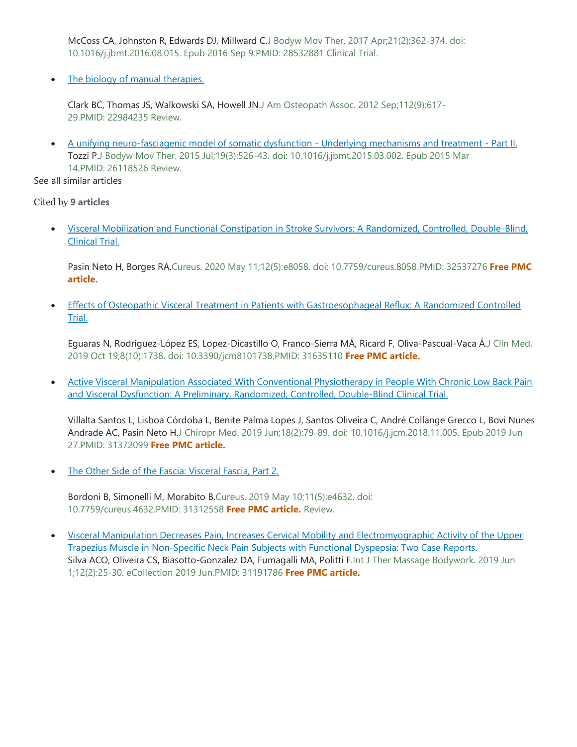McCoss CA, Johnston R, Edwards DJ, Millward C.J Bodyw Mov Ther. 2017 Apr;21(2):362-374. doi: 10.1016/j.jbmt.2016.08.015. Epub 2016 Sep 9.PMID: 28532881 Clinical Trial.

- The biology of manual therapies.

  Clark BC, Thomas JS, Walkowski SA, Howell JN.J Am Osteopath Assoc. 2012 Sep;112(9):617-29.PMID: 22984235 Review.

- A unifying neuro-fasciagenic model of somatic dysfunction - Underlying mechanisms and treatment - Part II.
  Tozzi P.J Bodyw Mov Ther. 2015 Jul;19(3):526-43. doi: 10.1016/j.jbmt.2015.03.002. Epub 2015 Mar 14.PMID: 26118526 Review.

See all similar articles

Cited by **9 articles**

- Visceral Mobilization and Functional Constipation in Stroke Survivors: A Randomized, Controlled, Double-Blind, Clinical Trial.

  Pasin Neto H, Borges RA.Cureus. 2020 May 11;12(5):e8058. doi: 10.7759/cureus.8058.PMID: 32537276 **Free PMC article.**

- Effects of Osteopathic Visceral Treatment in Patients with Gastroesophageal Reflux: A Randomized Controlled Trial.

  Eguaras N, Rodríguez-López ES, Lopez-Dicastillo O, Franco-Sierra MÁ, Ricard F, Oliva-Pascual-Vaca Á.J Clin Med. 2019 Oct 19;8(10):1738. doi: 10.3390/jcm8101738.PMID: 31635110 **Free PMC article.**

- Active Visceral Manipulation Associated With Conventional Physiotherapy in People With Chronic Low Back Pain and Visceral Dysfunction: A Preliminary, Randomized, Controlled, Double-Blind Clinical Trial.

  Villalta Santos L, Lisboa Córdoba L, Benite Palma Lopes J, Santos Oliveira C, André Collange Grecco L, Bovi Nunes Andrade AC, Pasin Neto H.J Chiropr Med. 2019 Jun;18(2):79-89. doi: 10.1016/j.jcm.2018.11.005. Epub 2019 Jun 27.PMID: 31372099 **Free PMC article.**

- The Other Side of the Fascia: Visceral Fascia, Part 2.

  Bordoni B, Simonelli M, Morabito B.Cureus. 2019 May 10;11(5):e4632. doi: 10.7759/cureus.4632.PMID: 31312558 **Free PMC article.** Review.

- Visceral Manipulation Decreases Pain, Increases Cervical Mobility and Electromyographic Activity of the Upper Trapezius Muscle in Non-Specific Neck Pain Subjects with Functional Dyspepsia: Two Case Reports.
  Silva ACO, Oliveira CS, Biasotto-Gonzalez DA, Fumagalli MA, Politti F.Int J Ther Massage Bodywork. 2019 Jun 1;12(2):25-30. eCollection 2019 Jun.PMID: 31191786 **Free PMC article.**